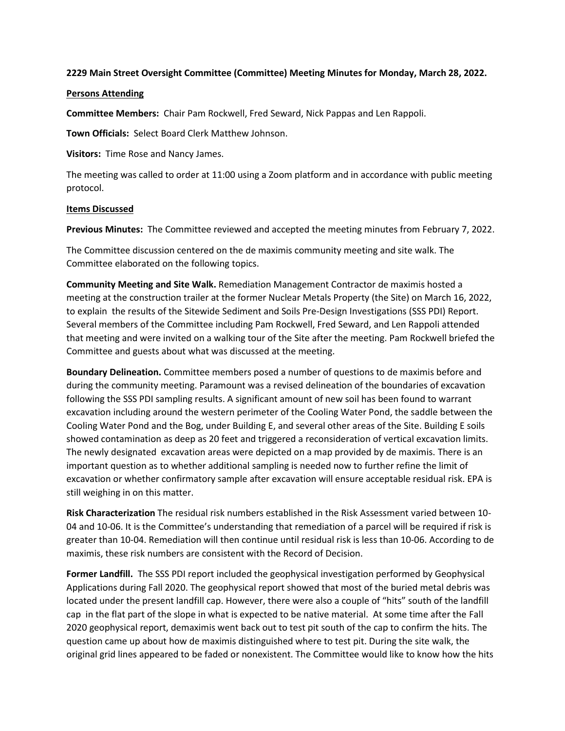**2229 Main Street Oversight Committee (Committee) Meeting Minutes for Monday, March 28, 2022.**

**Persons Attending**

**Committee Members:** Chair Pam Rockwell, Fred Seward, Nick Pappas and Len Rappoli.

**Town Officials:** Select Board Clerk Matthew Johnson.

**Visitors:** Time Rose and Nancy James.

The meeting was called to order at 11:00 using a Zoom platform and in accordance with public meeting protocol.

**Items Discussed**

**Previous Minutes:** The Committee reviewed and accepted the meeting minutes from February 7, 2022.

The Committee discussion centered on the de maximis community meeting and site walk. The Committee elaborated on the following topics.

**Community Meeting and Site Walk.** Remediation Management Contractor de maximis hosted a meeting at the construction trailer at the former Nuclear Metals Property (the Site) on March 16, 2022, to explain the results of the Sitewide Sediment and Soils Pre-Design Investigations (SSS PDI) Report. Several members of the Committee including Pam Rockwell, Fred Seward, and Len Rappoli attended that meeting and were invited on a walking tour of the Site after the meeting. Pam Rockwell briefed the Committee and guests about what was discussed at the meeting.

**Boundary Delineation.** Committee members posed a number of questions to de maximis before and during the community meeting. Paramount was a revised delineation of the boundaries of excavation following the SSS PDI sampling results. A significant amount of new soil has been found to warrant excavation including around the western perimeter of the Cooling Water Pond, the saddle between the Cooling Water Pond and the Bog, under Building E, and several other areas of the Site. Building E soils showed contamination as deep as 20 feet and triggered a reconsideration of vertical excavation limits. The newly designated excavation areas were depicted on a map provided by de maximis. There is an important question as to whether additional sampling is needed now to further refine the limit of excavation or whether confirmatory sample after excavation will ensure acceptable residual risk. EPA is still weighing in on this matter.

**Risk Characterization** The residual risk numbers established in the Risk Assessment varied between 10-04 and 10-06. It is the Committee's understanding that remediation of a parcel will be required if risk is greater than 10-04. Remediation will then continue until residual risk is less than 10-06. According to de maximis, these risk numbers are consistent with the Record of Decision.

**Former Landfill.** The SSS PDI report included the geophysical investigation performed by Geophysical Applications during Fall 2020. The geophysical report showed that most of the buried metal debris was located under the present landfill cap. However, there were also a couple of "hits" south of the landfill cap in the flat part of the slope in what is expected to be native material. At some time after the Fall 2020 geophysical report, demaximis went back out to test pit south of the cap to confirm the hits. The question came up about how de maximis distinguished where to test pit. During the site walk, the original grid lines appeared to be faded or nonexistent. The Committee would like to know how the hits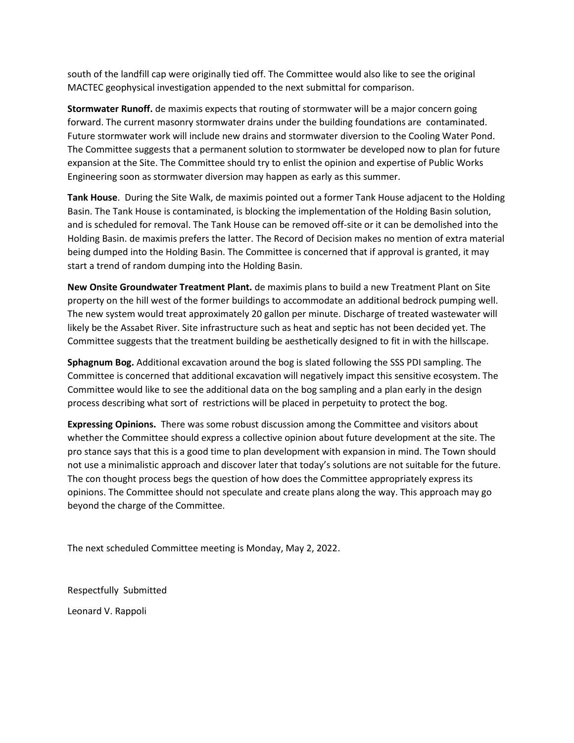south of the landfill cap were originally tied off. The Committee would also like to see the original MACTEC geophysical investigation appended to the next submittal for comparison.

**Stormwater Runoff.** de maximis expects that routing of stormwater will be a major concern going forward. The current masonry stormwater drains under the building foundations are contaminated. Future stormwater work will include new drains and stormwater diversion to the Cooling Water Pond. The Committee suggests that a permanent solution to stormwater be developed now to plan for future expansion at the Site. The Committee should try to enlist the opinion and expertise of Public Works Engineering soon as stormwater diversion may happen as early as this summer.

**Tank House**. During the Site Walk, de maximis pointed out a former Tank House adjacent to the Holding Basin. The Tank House is contaminated, is blocking the implementation of the Holding Basin solution, and is scheduled for removal. The Tank House can be removed off-site or it can be demolished into the Holding Basin. de maximis prefers the latter. The Record of Decision makes no mention of extra material being dumped into the Holding Basin. The Committee is concerned that if approval is granted, it may start a trend of random dumping into the Holding Basin.

**New Onsite Groundwater Treatment Plant.** de maximis plans to build a new Treatment Plant on Site property on the hill west of the former buildings to accommodate an additional bedrock pumping well. The new system would treat approximately 20 gallon per minute. Discharge of treated wastewater will likely be the Assabet River. Site infrastructure such as heat and septic has not been decided yet. The Committee suggests that the treatment building be aesthetically designed to fit in with the hillscape.

**Sphagnum Bog.** Additional excavation around the bog is slated following the SSS PDI sampling. The Committee is concerned that additional excavation will negatively impact this sensitive ecosystem. The Committee would like to see the additional data on the bog sampling and a plan early in the design process describing what sort of restrictions will be placed in perpetuity to protect the bog.

**Expressing Opinions.** There was some robust discussion among the Committee and visitors about whether the Committee should express a collective opinion about future development at the site. The pro stance says that this is a good time to plan development with expansion in mind. The Town should not use a minimalistic approach and discover later that today's solutions are not suitable for the future. The con thought process begs the question of how does the Committee appropriately express its opinions. The Committee should not speculate and create plans along the way. This approach may go beyond the charge of the Committee.

The next scheduled Committee meeting is Monday, May 2, 2022.

Respectfully Submitted

Leonard V. Rappoli